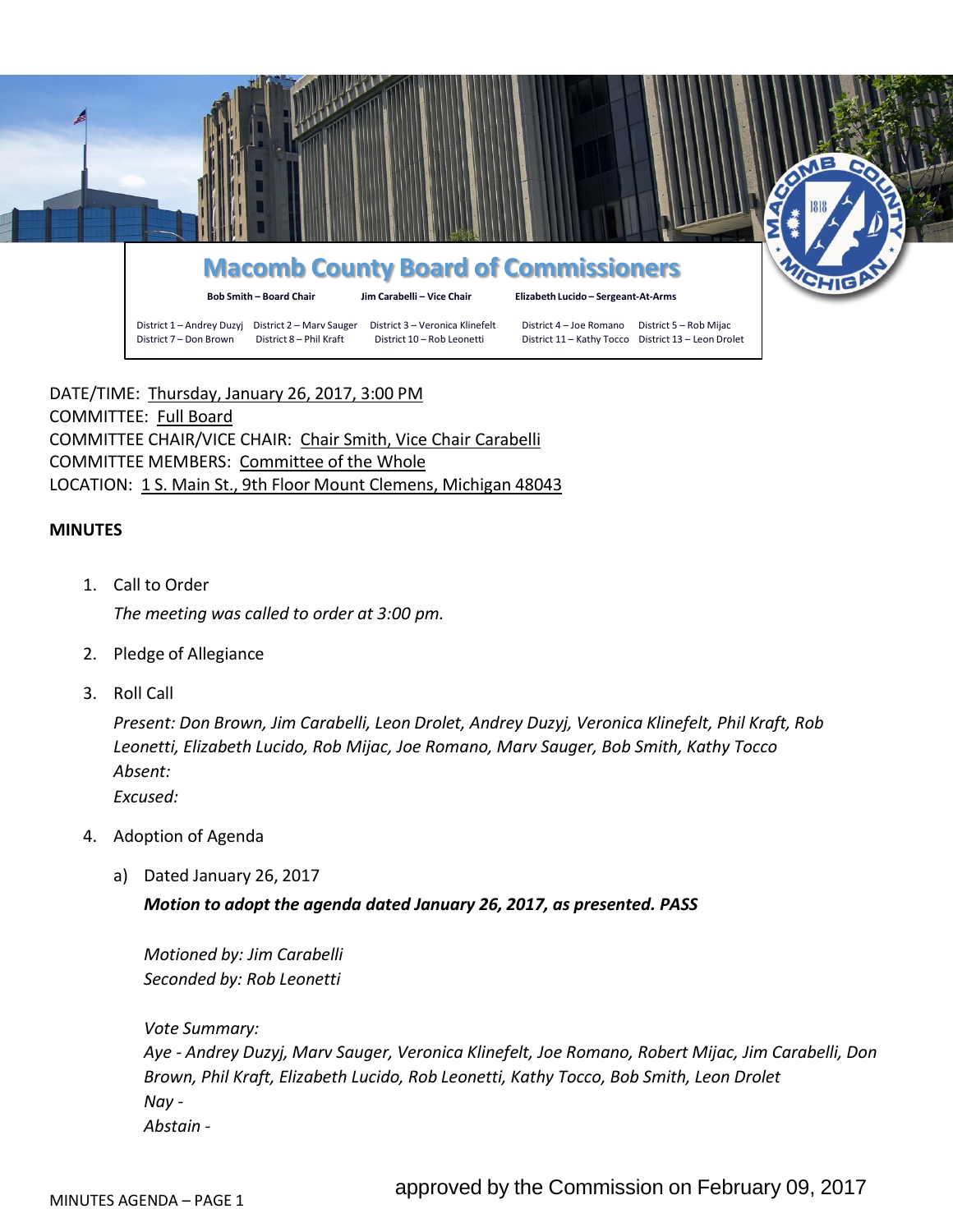# Macomb County Board of Commissioners

**Bob Smith – Board Chair** **Jim Carabelli – Vice Chair** **Elizabeth Lucido – Sergeant-At-Arms**

District 1 – Andrey Duzyj District 2 – Marv Sauger District 3 – Veronica Klinefelt District 4 – Joe Romano District 5 – Rob Mijac
District 7 – Don Brown District 8 – Phil Kraft District 10 – Rob Leonetti District 11 – Kathy Tocco District 13 – Leon Drolet

DATE/TIME: Thursday, January 26, 2017, 3:00 PM
COMMITTEE: Full Board
COMMITTEE CHAIR/VICE CHAIR: Chair Smith, Vice Chair Carabelli
COMMITTEE MEMBERS: Committee of the Whole
LOCATION: 1 S. Main St., 9th Floor Mount Clemens, Michigan 48043

**MINUTES**

1. Call to Order

   *The meeting was called to order at 3:00 pm.*

2. Pledge of Allegiance

3. Roll Call

   *Present: Don Brown, Jim Carabelli, Leon Drolet, Andrey Duzyj, Veronica Klinefelt, Phil Kraft, Rob Leonetti, Elizabeth Lucido, Rob Mijac, Joe Romano, Marv Sauger, Bob Smith, Kathy Tocco*
   *Absent:*
   *Excused:*

4. Adoption of Agenda

   a) Dated January 26, 2017

      ***Motion to adopt the agenda dated January 26, 2017, as presented. PASS***

      *Motioned by: Jim Carabelli*
      *Seconded by: Rob Leonetti*

      *Vote Summary:*
      *Aye - Andrey Duzyj, Marv Sauger, Veronica Klinefelt, Joe Romano, Robert Mijac, Jim Carabelli, Don Brown, Phil Kraft, Elizabeth Lucido, Rob Leonetti, Kathy Tocco, Bob Smith, Leon Drolet*
      *Nay -*
      *Abstain -*

approved by the Commission on February 09, 2017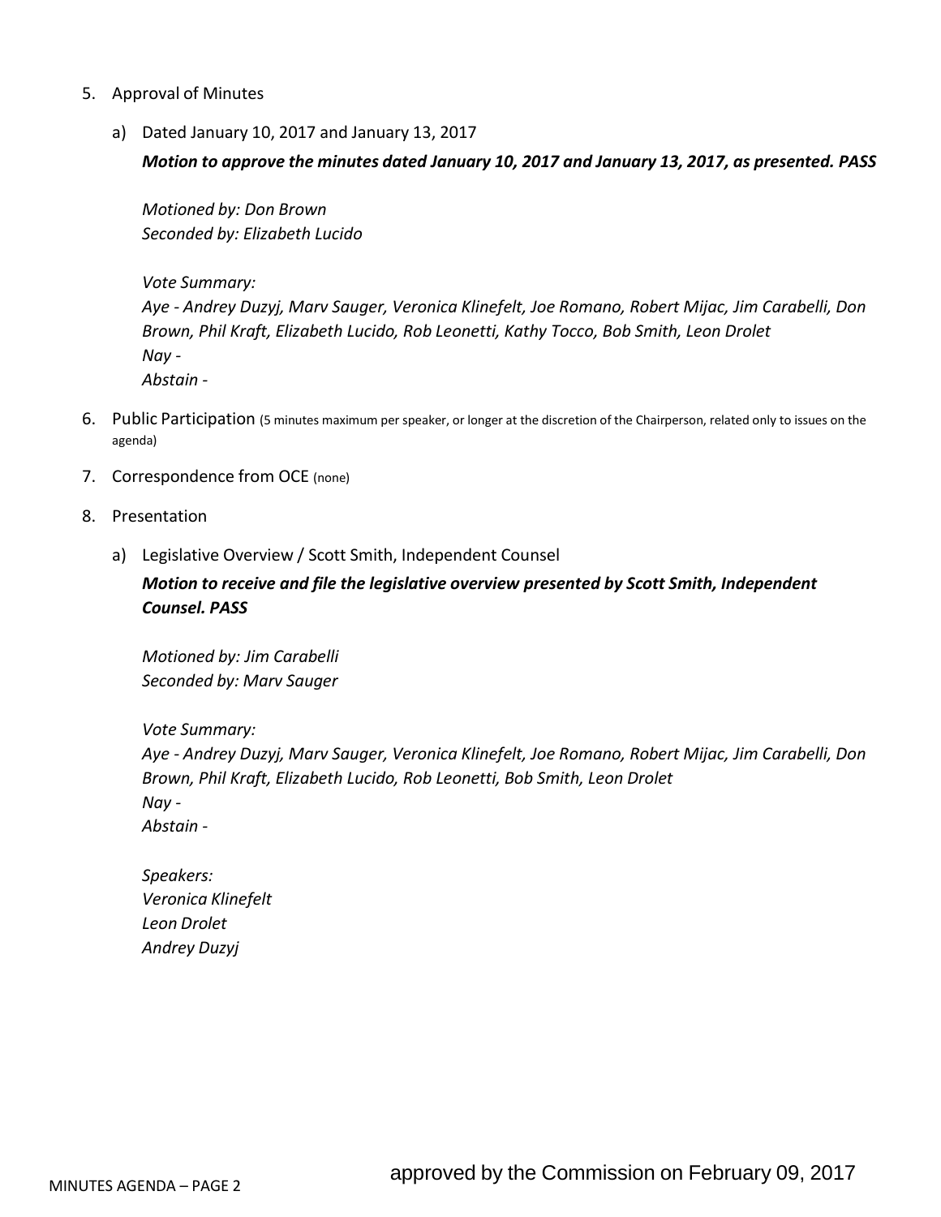5. Approval of Minutes

   a) Dated January 10, 2017 and January 13, 2017

      ***Motion to approve the minutes dated January 10, 2017 and January 13, 2017, as presented. PASS***

      *Motioned by: Don Brown*
      *Seconded by: Elizabeth Lucido*

      *Vote Summary:*
      *Aye - Andrey Duzyj, Marv Sauger, Veronica Klinefelt, Joe Romano, Robert Mijac, Jim Carabelli, Don Brown, Phil Kraft, Elizabeth Lucido, Rob Leonetti, Kathy Tocco, Bob Smith, Leon Drolet*
      *Nay -*
      *Abstain -*

6. Public Participation (5 minutes maximum per speaker, or longer at the discretion of the Chairperson, related only to issues on the agenda)

7. Correspondence from OCE (none)

8. Presentation

   a) Legislative Overview / Scott Smith, Independent Counsel

      ***Motion to receive and file the legislative overview presented by Scott Smith, Independent Counsel. PASS***

      *Motioned by: Jim Carabelli*
      *Seconded by: Marv Sauger*

      *Vote Summary:*
      *Aye - Andrey Duzyj, Marv Sauger, Veronica Klinefelt, Joe Romano, Robert Mijac, Jim Carabelli, Don Brown, Phil Kraft, Elizabeth Lucido, Rob Leonetti, Bob Smith, Leon Drolet*
      *Nay -*
      *Abstain -*

      *Speakers:*
      *Veronica Klinefelt*
      *Leon Drolet*
      *Andrey Duzyj*

approved by the Commission on February 09, 2017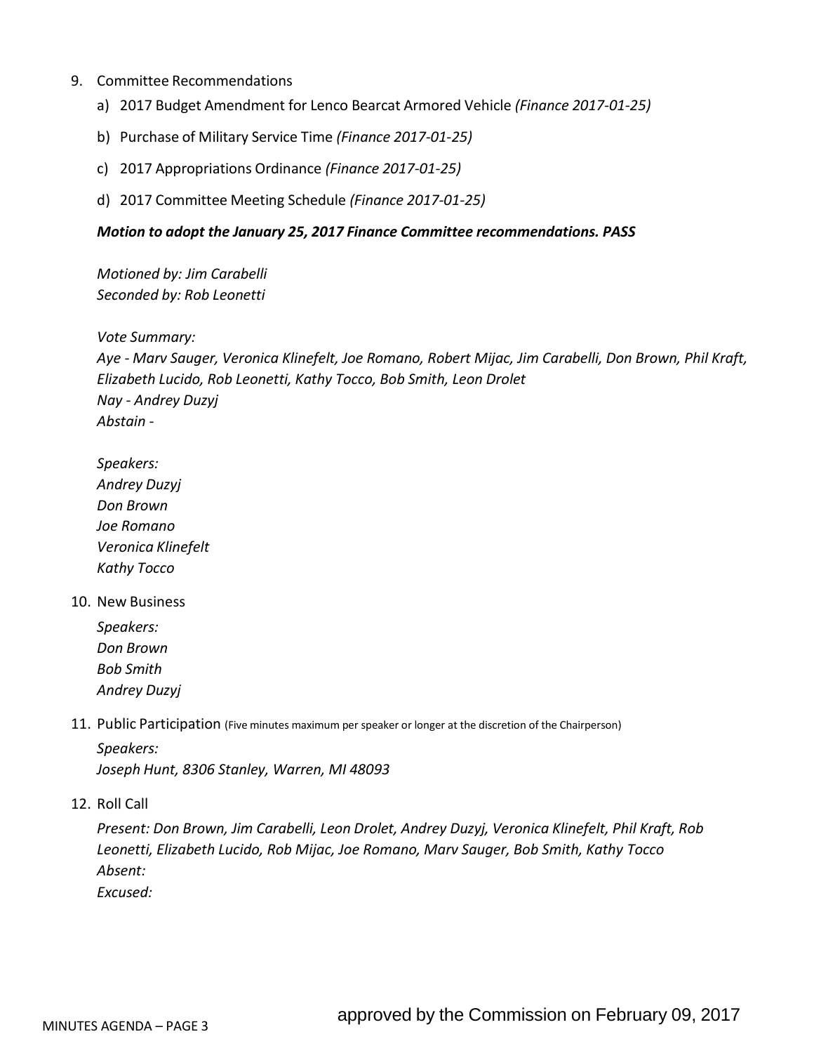9. Committee Recommendations

   a) 2017 Budget Amendment for Lenco Bearcat Armored Vehicle *(Finance 2017-01-25)*

   b) Purchase of Military Service Time *(Finance 2017-01-25)*

   c) 2017 Appropriations Ordinance *(Finance 2017-01-25)*

   d) 2017 Committee Meeting Schedule *(Finance 2017-01-25)*

   ***Motion to adopt the January 25, 2017 Finance Committee recommendations. PASS***

   *Motioned by: Jim Carabelli*
   *Seconded by: Rob Leonetti*

   *Vote Summary:*
   *Aye - Marv Sauger, Veronica Klinefelt, Joe Romano, Robert Mijac, Jim Carabelli, Don Brown, Phil Kraft, Elizabeth Lucido, Rob Leonetti, Kathy Tocco, Bob Smith, Leon Drolet*
   *Nay - Andrey Duzyj*
   *Abstain -*

   *Speakers:*
   *Andrey Duzyj*
   *Don Brown*
   *Joe Romano*
   *Veronica Klinefelt*
   *Kathy Tocco*

10. New Business

    *Speakers:*
    *Don Brown*
    *Bob Smith*
    *Andrey Duzyj*

11. Public Participation (Five minutes maximum per speaker or longer at the discretion of the Chairperson)

    *Speakers:*
    *Joseph Hunt, 8306 Stanley, Warren, MI 48093*

12. Roll Call

    *Present: Don Brown, Jim Carabelli, Leon Drolet, Andrey Duzyj, Veronica Klinefelt, Phil Kraft, Rob Leonetti, Elizabeth Lucido, Rob Mijac, Joe Romano, Marv Sauger, Bob Smith, Kathy Tocco*
    *Absent:*
    *Excused:*

approved by the Commission on February 09, 2017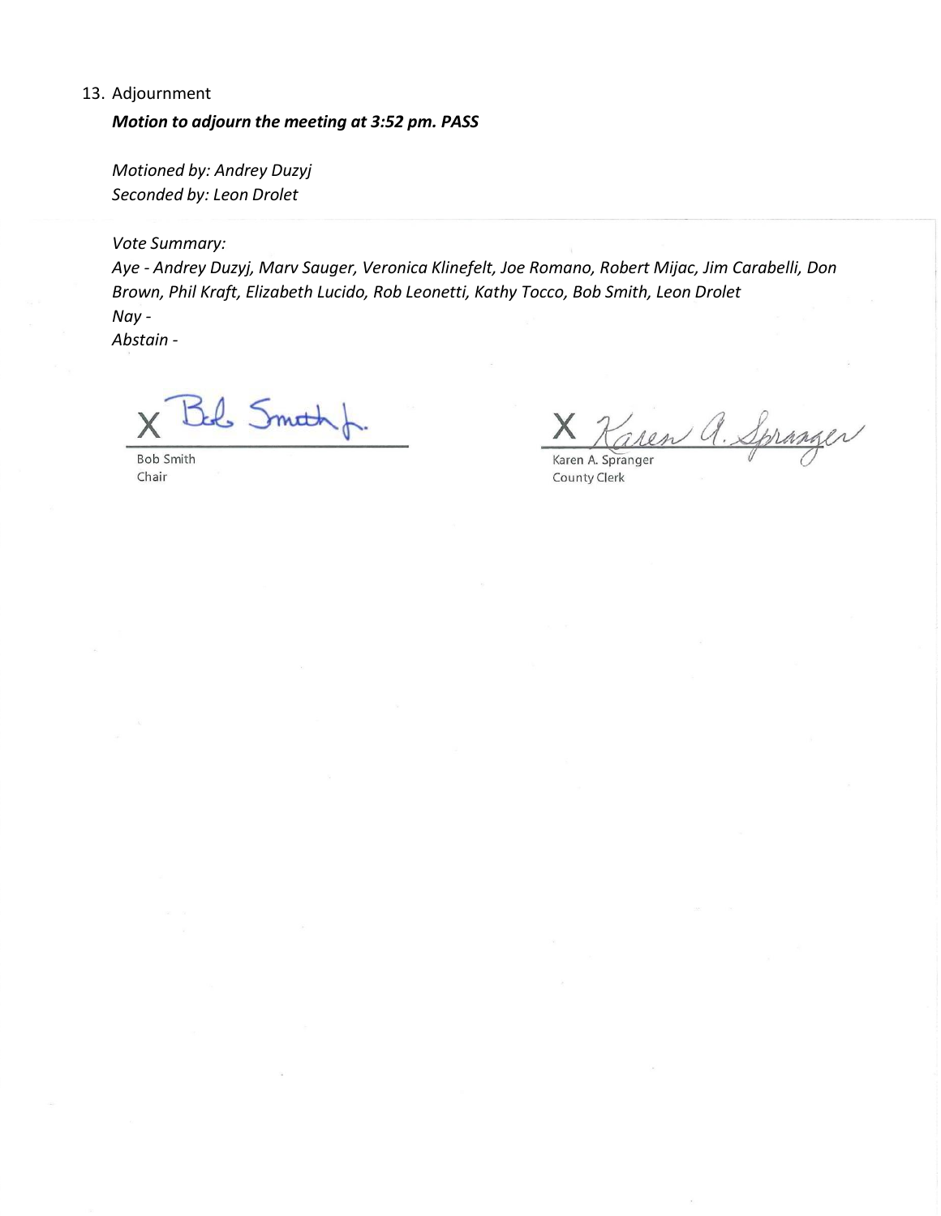13. Adjournment

    ***Motion to adjourn the meeting at 3:52 pm. PASS***

    *Motioned by: Andrey Duzyj*
    *Seconded by: Leon Drolet*

    *Vote Summary:*
    *Aye - Andrey Duzyj, Marv Sauger, Veronica Klinefelt, Joe Romano, Robert Mijac, Jim Carabelli, Don Brown, Phil Kraft, Elizabeth Lucido, Rob Leonetti, Kathy Tocco, Bob Smith, Leon Drolet*
    *Nay -*
    *Abstain -*

X Bob Smith Jr.

Bob Smith
Chair

X Karen A. Spranger

Karen A. Spranger
County Clerk